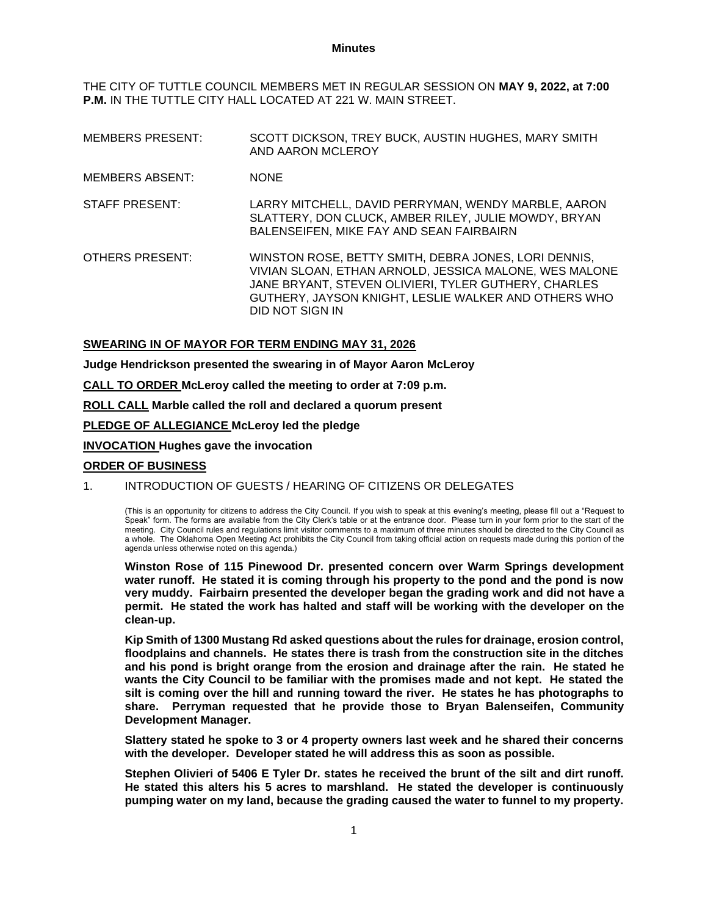**Minutes**

THE CITY OF TUTTLE COUNCIL MEMBERS MET IN REGULAR SESSION ON **MAY 9, 2022, at 7:00 P.M.** IN THE TUTTLE CITY HALL LOCATED AT 221 W. MAIN STREET.

MEMBERS PRESENT: SCOTT DICKSON, TREY BUCK, AUSTIN HUGHES, MARY SMITH AND AARON MCLEROY

MEMBERS ABSENT: NONE

STAFF PRESENT: LARRY MITCHELL, DAVID PERRYMAN, WENDY MARBLE, AARON SLATTERY, DON CLUCK, AMBER RILEY, JULIE MOWDY, BRYAN BALENSEIFEN, MIKE FAY AND SEAN FAIRBAIRN

OTHERS PRESENT: WINSTON ROSE, BETTY SMITH, DEBRA JONES, LORI DENNIS, VIVIAN SLOAN, ETHAN ARNOLD, JESSICA MALONE, WES MALONE JANE BRYANT, STEVEN OLIVIERI, TYLER GUTHERY, CHARLES GUTHERY, JAYSON KNIGHT, LESLIE WALKER AND OTHERS WHO DID NOT SIGN IN

**SWEARING IN OF MAYOR FOR TERM ENDING MAY 31, 2026**

**Judge Hendrickson presented the swearing in of Mayor Aaron McLeroy**

**CALL TO ORDER McLeroy called the meeting to order at 7:09 p.m.**

**ROLL CALL Marble called the roll and declared a quorum present**

**PLEDGE OF ALLEGIANCE McLeroy led the pledge**

**INVOCATION Hughes gave the invocation**

**ORDER OF BUSINESS**

1. INTRODUCTION OF GUESTS / HEARING OF CITIZENS OR DELEGATES

(This is an opportunity for citizens to address the City Council. If you wish to speak at this evening's meeting, please fill out a "Request to Speak" form. The forms are available from the City Clerk's table or at the entrance door. Please turn in your form prior to the start of the meeting. City Council rules and regulations limit visitor comments to a maximum of three minutes should be directed to the City Council as a whole. The Oklahoma Open Meeting Act prohibits the City Council from taking official action on requests made during this portion of the agenda unless otherwise noted on this agenda.)

**Winston Rose of 115 Pinewood Dr. presented concern over Warm Springs development water runoff. He stated it is coming through his property to the pond and the pond is now very muddy. Fairbairn presented the developer began the grading work and did not have a permit. He stated the work has halted and staff will be working with the developer on the clean-up.**

**Kip Smith of 1300 Mustang Rd asked questions about the rules for drainage, erosion control, floodplains and channels. He states there is trash from the construction site in the ditches and his pond is bright orange from the erosion and drainage after the rain. He stated he wants the City Council to be familiar with the promises made and not kept. He stated the silt is coming over the hill and running toward the river. He states he has photographs to share. Perryman requested that he provide those to Bryan Balenseifen, Community Development Manager.**

**Slattery stated he spoke to 3 or 4 property owners last week and he shared their concerns with the developer. Developer stated he will address this as soon as possible.**

**Stephen Olivieri of 5406 E Tyler Dr. states he received the brunt of the silt and dirt runoff. He stated this alters his 5 acres to marshland. He stated the developer is continuously pumping water on my land, because the grading caused the water to funnel to my property.**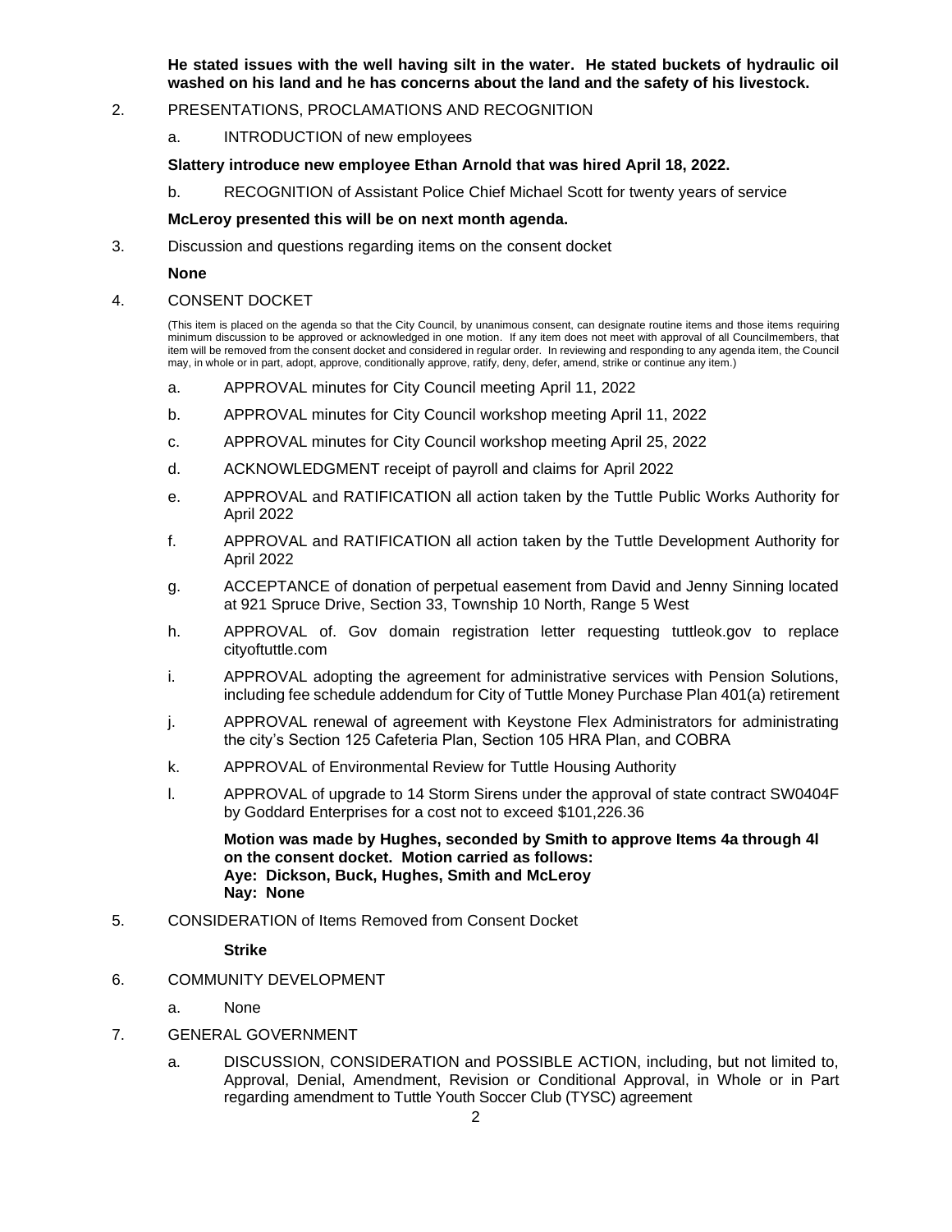**He stated issues with the well having silt in the water. He stated buckets of hydraulic oil washed on his land and he has concerns about the land and the safety of his livestock.**

2. PRESENTATIONS, PROCLAMATIONS AND RECOGNITION

   a. INTRODUCTION of new employees

   **Slattery introduce new employee Ethan Arnold that was hired April 18, 2022.**

   b. RECOGNITION of Assistant Police Chief Michael Scott for twenty years of service

   **McLeroy presented this will be on next month agenda.**

3. Discussion and questions regarding items on the consent docket

   **None**

4. CONSENT DOCKET

   (This item is placed on the agenda so that the City Council, by unanimous consent, can designate routine items and those items requiring minimum discussion to be approved or acknowledged in one motion. If any item does not meet with approval of all Councilmembers, that item will be removed from the consent docket and considered in regular order. In reviewing and responding to any agenda item, the Council may, in whole or in part, adopt, approve, conditionally approve, ratify, deny, defer, amend, strike or continue any item.)

   a. APPROVAL minutes for City Council meeting April 11, 2022

   b. APPROVAL minutes for City Council workshop meeting April 11, 2022

   c. APPROVAL minutes for City Council workshop meeting April 25, 2022

   d. ACKNOWLEDGMENT receipt of payroll and claims for April 2022

   e. APPROVAL and RATIFICATION all action taken by the Tuttle Public Works Authority for April 2022

   f. APPROVAL and RATIFICATION all action taken by the Tuttle Development Authority for April 2022

   g. ACCEPTANCE of donation of perpetual easement from David and Jenny Sinning located at 921 Spruce Drive, Section 33, Township 10 North, Range 5 West

   h. APPROVAL of. Gov domain registration letter requesting tuttleok.gov to replace cityoftuttle.com

   i. APPROVAL adopting the agreement for administrative services with Pension Solutions, including fee schedule addendum for City of Tuttle Money Purchase Plan 401(a) retirement

   j. APPROVAL renewal of agreement with Keystone Flex Administrators for administrating the city's Section 125 Cafeteria Plan, Section 105 HRA Plan, and COBRA

   k. APPROVAL of Environmental Review for Tuttle Housing Authority

   l. APPROVAL of upgrade to 14 Storm Sirens under the approval of state contract SW0404F by Goddard Enterprises for a cost not to exceed $101,226.36

   **Motion was made by Hughes, seconded by Smith to approve Items 4a through 4l on the consent docket. Motion carried as follows:**
   **Aye: Dickson, Buck, Hughes, Smith and McLeroy**
   **Nay: None**

5. CONSIDERATION of Items Removed from Consent Docket

   **Strike**

6. COMMUNITY DEVELOPMENT

   a. None

7. GENERAL GOVERNMENT

   a. DISCUSSION, CONSIDERATION and POSSIBLE ACTION, including, but not limited to, Approval, Denial, Amendment, Revision or Conditional Approval, in Whole or in Part regarding amendment to Tuttle Youth Soccer Club (TYSC) agreement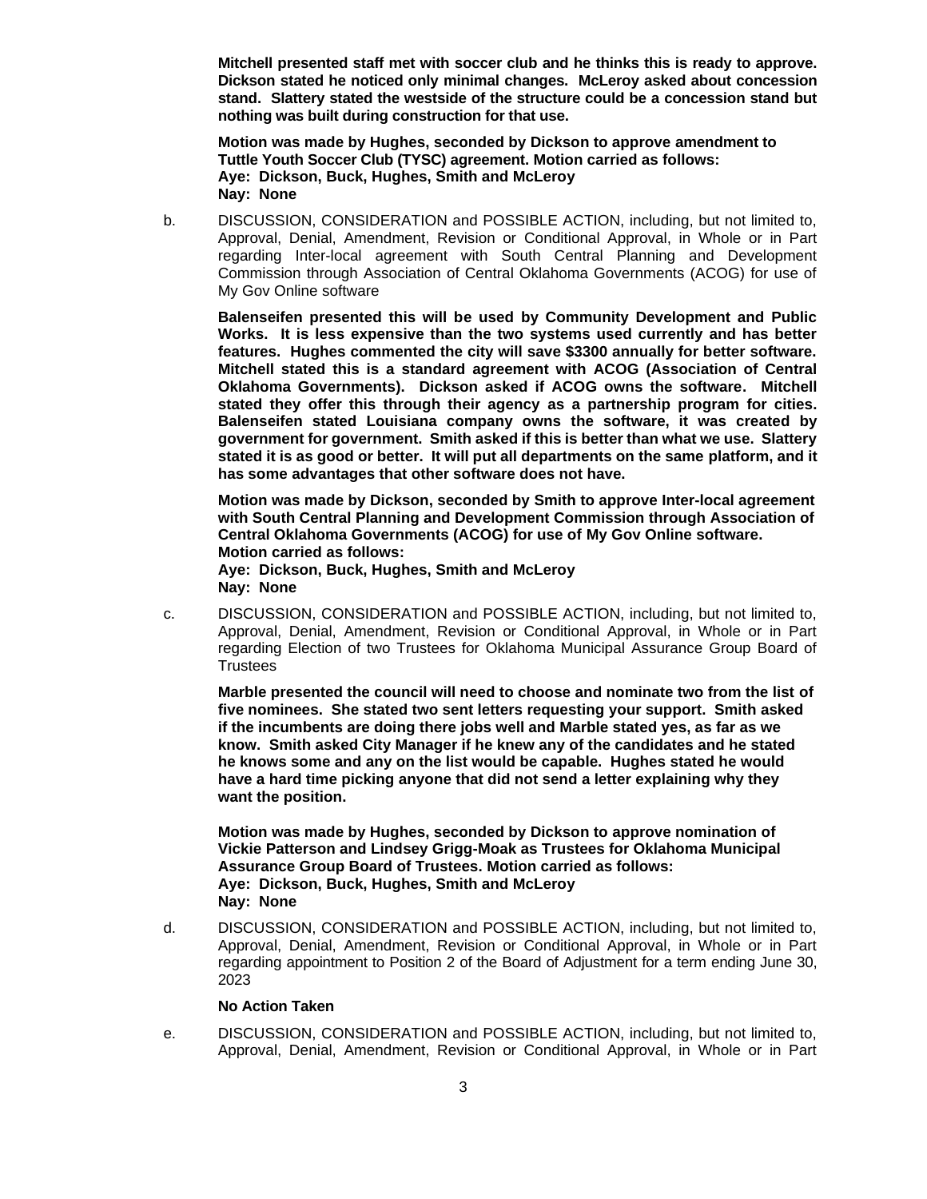**Mitchell presented staff met with soccer club and he thinks this is ready to approve. Dickson stated he noticed only minimal changes. McLeroy asked about concession stand. Slattery stated the westside of the structure could be a concession stand but nothing was built during construction for that use.**

**Motion was made by Hughes, seconded by Dickson to approve amendment to Tuttle Youth Soccer Club (TYSC) agreement. Motion carried as follows:**
**Aye: Dickson, Buck, Hughes, Smith and McLeroy**
**Nay: None**

b. DISCUSSION, CONSIDERATION and POSSIBLE ACTION, including, but not limited to, Approval, Denial, Amendment, Revision or Conditional Approval, in Whole or in Part regarding Inter-local agreement with South Central Planning and Development Commission through Association of Central Oklahoma Governments (ACOG) for use of My Gov Online software

**Balenseifen presented this will be used by Community Development and Public Works. It is less expensive than the two systems used currently and has better features. Hughes commented the city will save $3300 annually for better software. Mitchell stated this is a standard agreement with ACOG (Association of Central Oklahoma Governments). Dickson asked if ACOG owns the software. Mitchell stated they offer this through their agency as a partnership program for cities. Balenseifen stated Louisiana company owns the software, it was created by government for government. Smith asked if this is better than what we use. Slattery stated it is as good or better. It will put all departments on the same platform, and it has some advantages that other software does not have.**

**Motion was made by Dickson, seconded by Smith to approve Inter-local agreement with South Central Planning and Development Commission through Association of Central Oklahoma Governments (ACOG) for use of My Gov Online software.**
**Motion carried as follows:**
**Aye: Dickson, Buck, Hughes, Smith and McLeroy**
**Nay: None**

c. DISCUSSION, CONSIDERATION and POSSIBLE ACTION, including, but not limited to, Approval, Denial, Amendment, Revision or Conditional Approval, in Whole or in Part regarding Election of two Trustees for Oklahoma Municipal Assurance Group Board of Trustees

**Marble presented the council will need to choose and nominate two from the list of five nominees. She stated two sent letters requesting your support. Smith asked if the incumbents are doing there jobs well and Marble stated yes, as far as we know. Smith asked City Manager if he knew any of the candidates and he stated he knows some and any on the list would be capable. Hughes stated he would have a hard time picking anyone that did not send a letter explaining why they want the position.**

**Motion was made by Hughes, seconded by Dickson to approve nomination of Vickie Patterson and Lindsey Grigg-Moak as Trustees for Oklahoma Municipal Assurance Group Board of Trustees. Motion carried as follows:**
**Aye: Dickson, Buck, Hughes, Smith and McLeroy**
**Nay: None**

d. DISCUSSION, CONSIDERATION and POSSIBLE ACTION, including, but not limited to, Approval, Denial, Amendment, Revision or Conditional Approval, in Whole or in Part regarding appointment to Position 2 of the Board of Adjustment for a term ending June 30, 2023

**No Action Taken**

e. DISCUSSION, CONSIDERATION and POSSIBLE ACTION, including, but not limited to, Approval, Denial, Amendment, Revision or Conditional Approval, in Whole or in Part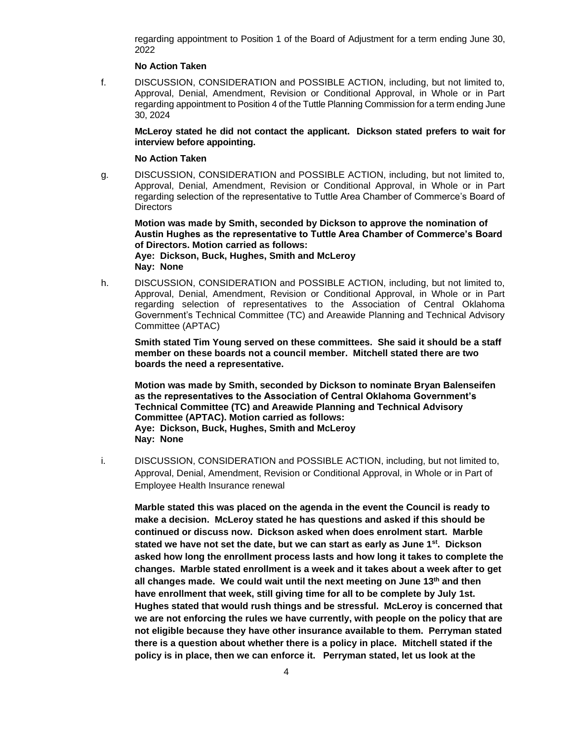regarding appointment to Position 1 of the Board of Adjustment for a term ending June 30, 2022

**No Action Taken**

f. DISCUSSION, CONSIDERATION and POSSIBLE ACTION, including, but not limited to, Approval, Denial, Amendment, Revision or Conditional Approval, in Whole or in Part regarding appointment to Position 4 of the Tuttle Planning Commission for a term ending June 30, 2024

**McLeroy stated he did not contact the applicant. Dickson stated prefers to wait for interview before appointing.**

**No Action Taken**

g. DISCUSSION, CONSIDERATION and POSSIBLE ACTION, including, but not limited to, Approval, Denial, Amendment, Revision or Conditional Approval, in Whole or in Part regarding selection of the representative to Tuttle Area Chamber of Commerce's Board of Directors

**Motion was made by Smith, seconded by Dickson to approve the nomination of Austin Hughes as the representative to Tuttle Area Chamber of Commerce's Board of Directors. Motion carried as follows:**
**Aye: Dickson, Buck, Hughes, Smith and McLeroy**
**Nay: None**

h. DISCUSSION, CONSIDERATION and POSSIBLE ACTION, including, but not limited to, Approval, Denial, Amendment, Revision or Conditional Approval, in Whole or in Part regarding selection of representatives to the Association of Central Oklahoma Government's Technical Committee (TC) and Areawide Planning and Technical Advisory Committee (APTAC)

**Smith stated Tim Young served on these committees. She said it should be a staff member on these boards not a council member. Mitchell stated there are two boards the need a representative.**

**Motion was made by Smith, seconded by Dickson to nominate Bryan Balenseifen as the representatives to the Association of Central Oklahoma Government's Technical Committee (TC) and Areawide Planning and Technical Advisory Committee (APTAC). Motion carried as follows:**
**Aye: Dickson, Buck, Hughes, Smith and McLeroy**
**Nay: None**

i. DISCUSSION, CONSIDERATION and POSSIBLE ACTION, including, but not limited to, Approval, Denial, Amendment, Revision or Conditional Approval, in Whole or in Part of Employee Health Insurance renewal

**Marble stated this was placed on the agenda in the event the Council is ready to make a decision. McLeroy stated he has questions and asked if this should be continued or discuss now. Dickson asked when does enrolment start. Marble stated we have not set the date, but we can start as early as June 1st. Dickson asked how long the enrollment process lasts and how long it takes to complete the changes. Marble stated enrollment is a week and it takes about a week after to get all changes made. We could wait until the next meeting on June 13th and then have enrollment that week, still giving time for all to be complete by July 1st. Hughes stated that would rush things and be stressful. McLeroy is concerned that we are not enforcing the rules we have currently, with people on the policy that are not eligible because they have other insurance available to them. Perryman stated there is a question about whether there is a policy in place. Mitchell stated if the policy is in place, then we can enforce it. Perryman stated, let us look at the**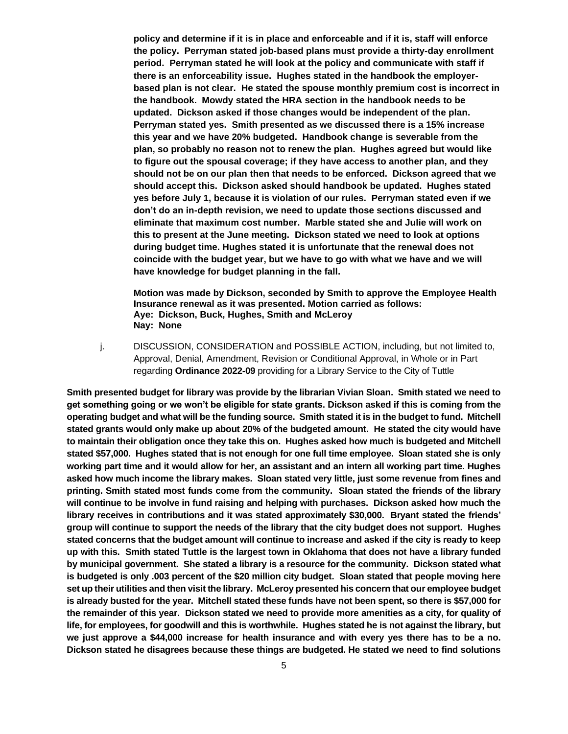**policy and determine if it is in place and enforceable and if it is, staff will enforce the policy. Perryman stated job-based plans must provide a thirty-day enrollment period. Perryman stated he will look at the policy and communicate with staff if there is an enforceability issue. Hughes stated in the handbook the employer-based plan is not clear. He stated the spouse monthly premium cost is incorrect in the handbook. Mowdy stated the HRA section in the handbook needs to be updated. Dickson asked if those changes would be independent of the plan. Perryman stated yes. Smith presented as we discussed there is a 15% increase this year and we have 20% budgeted. Handbook change is severable from the plan, so probably no reason not to renew the plan. Hughes agreed but would like to figure out the spousal coverage; if they have access to another plan, and they should not be on our plan then that needs to be enforced. Dickson agreed that we should accept this. Dickson asked should handbook be updated. Hughes stated yes before July 1, because it is violation of our rules. Perryman stated even if we don't do an in-depth revision, we need to update those sections discussed and eliminate that maximum cost number. Marble stated she and Julie will work on this to present at the June meeting. Dickson stated we need to look at options during budget time. Hughes stated it is unfortunate that the renewal does not coincide with the budget year, but we have to go with what we have and we will have knowledge for budget planning in the fall.**

**Motion was made by Dickson, seconded by Smith to approve the Employee Health Insurance renewal as it was presented. Motion carried as follows:**
**Aye: Dickson, Buck, Hughes, Smith and McLeroy**
**Nay: None**

j. DISCUSSION, CONSIDERATION and POSSIBLE ACTION, including, but not limited to, Approval, Denial, Amendment, Revision or Conditional Approval, in Whole or in Part regarding **Ordinance 2022-09** providing for a Library Service to the City of Tuttle

**Smith presented budget for library was provide by the librarian Vivian Sloan. Smith stated we need to get something going or we won't be eligible for state grants. Dickson asked if this is coming from the operating budget and what will be the funding source. Smith stated it is in the budget to fund. Mitchell stated grants would only make up about 20% of the budgeted amount. He stated the city would have to maintain their obligation once they take this on. Hughes asked how much is budgeted and Mitchell stated $57,000. Hughes stated that is not enough for one full time employee. Sloan stated she is only working part time and it would allow for her, an assistant and an intern all working part time. Hughes asked how much income the library makes. Sloan stated very little, just some revenue from fines and printing. Smith stated most funds come from the community. Sloan stated the friends of the library will continue to be involve in fund raising and helping with purchases. Dickson asked how much the library receives in contributions and it was stated approximately $30,000. Bryant stated the friends' group will continue to support the needs of the library that the city budget does not support. Hughes stated concerns that the budget amount will continue to increase and asked if the city is ready to keep up with this. Smith stated Tuttle is the largest town in Oklahoma that does not have a library funded by municipal government. She stated a library is a resource for the community. Dickson stated what is budgeted is only .003 percent of the $20 million city budget. Sloan stated that people moving here set up their utilities and then visit the library. McLeroy presented his concern that our employee budget is already busted for the year. Mitchell stated these funds have not been spent, so there is $57,000 for the remainder of this year. Dickson stated we need to provide more amenities as a city, for quality of life, for employees, for goodwill and this is worthwhile. Hughes stated he is not against the library, but we just approve a $44,000 increase for health insurance and with every yes there has to be a no. Dickson stated he disagrees because these things are budgeted. He stated we need to find solutions**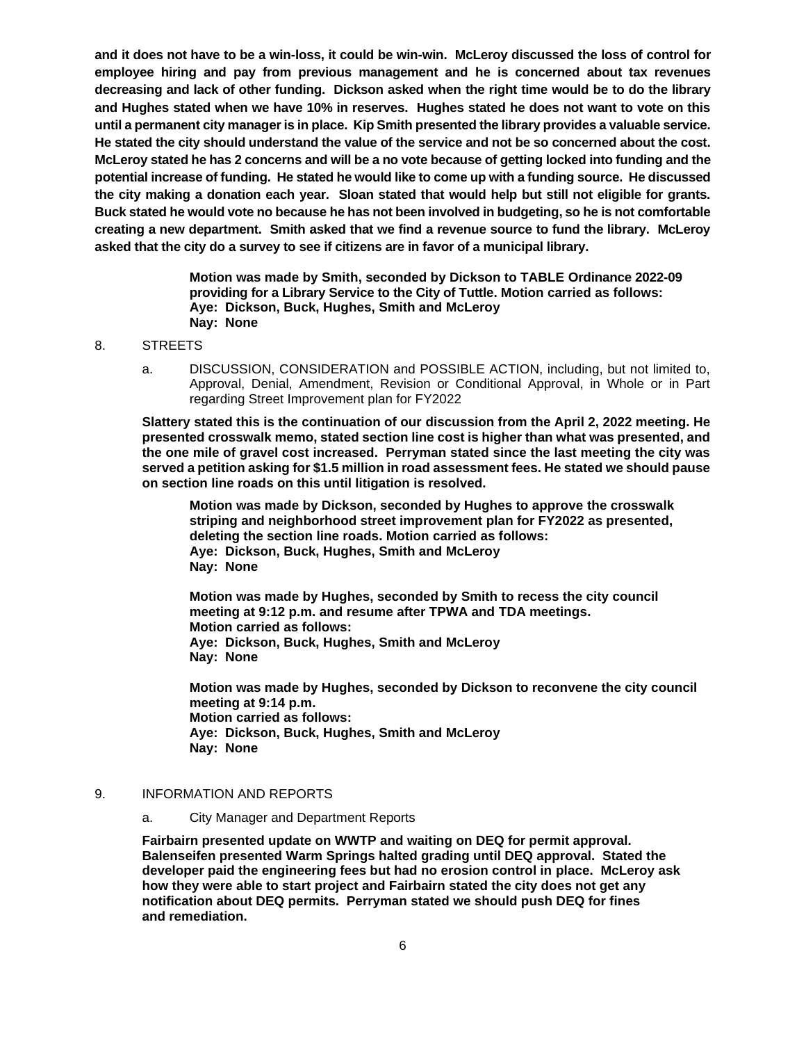**and it does not have to be a win-loss, it could be win-win. McLeroy discussed the loss of control for employee hiring and pay from previous management and he is concerned about tax revenues decreasing and lack of other funding. Dickson asked when the right time would be to do the library and Hughes stated when we have 10% in reserves. Hughes stated he does not want to vote on this until a permanent city manager is in place. Kip Smith presented the library provides a valuable service. He stated the city should understand the value of the service and not be so concerned about the cost. McLeroy stated he has 2 concerns and will be a no vote because of getting locked into funding and the potential increase of funding. He stated he would like to come up with a funding source. He discussed the city making a donation each year. Sloan stated that would help but still not eligible for grants. Buck stated he would vote no because he has not been involved in budgeting, so he is not comfortable creating a new department. Smith asked that we find a revenue source to fund the library. McLeroy asked that the city do a survey to see if citizens are in favor of a municipal library.**

> **Motion was made by Smith, seconded by Dickson to TABLE Ordinance 2022-09 providing for a Library Service to the City of Tuttle. Motion carried as follows:**
> **Aye: Dickson, Buck, Hughes, Smith and McLeroy**
> **Nay: None**

8. STREETS

   a. DISCUSSION, CONSIDERATION and POSSIBLE ACTION, including, but not limited to, Approval, Denial, Amendment, Revision or Conditional Approval, in Whole or in Part regarding Street Improvement plan for FY2022

**Slattery stated this is the continuation of our discussion from the April 2, 2022 meeting. He presented crosswalk memo, stated section line cost is higher than what was presented, and the one mile of gravel cost increased. Perryman stated since the last meeting the city was served a petition asking for $1.5 million in road assessment fees. He stated we should pause on section line roads on this until litigation is resolved.**

> **Motion was made by Dickson, seconded by Hughes to approve the crosswalk striping and neighborhood street improvement plan for FY2022 as presented, deleting the section line roads. Motion carried as follows:**
> **Aye: Dickson, Buck, Hughes, Smith and McLeroy**
> **Nay: None**

> **Motion was made by Hughes, seconded by Smith to recess the city council meeting at 9:12 p.m. and resume after TPWA and TDA meetings.**
> **Motion carried as follows:**
> **Aye: Dickson, Buck, Hughes, Smith and McLeroy**
> **Nay: None**

> **Motion was made by Hughes, seconded by Dickson to reconvene the city council meeting at 9:14 p.m.**
> **Motion carried as follows:**
> **Aye: Dickson, Buck, Hughes, Smith and McLeroy**
> **Nay: None**

9. INFORMATION AND REPORTS

   a. City Manager and Department Reports

**Fairbairn presented update on WWTP and waiting on DEQ for permit approval. Balenseifen presented Warm Springs halted grading until DEQ approval. Stated the developer paid the engineering fees but had no erosion control in place. McLeroy ask how they were able to start project and Fairbairn stated the city does not get any notification about DEQ permits. Perryman stated we should push DEQ for fines and remediation.**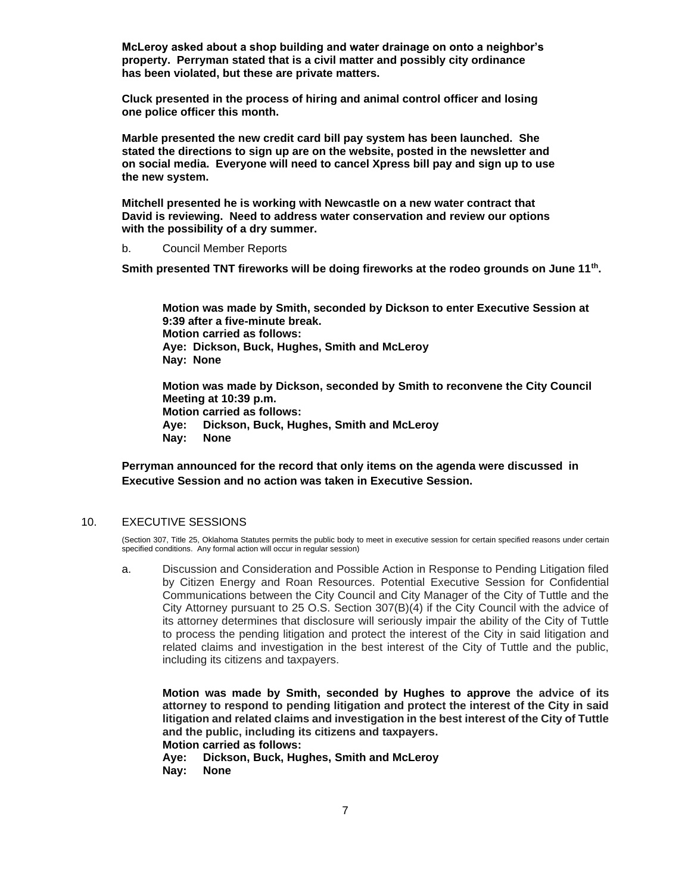**McLeroy asked about a shop building and water drainage on onto a neighbor's property. Perryman stated that is a civil matter and possibly city ordinance has been violated, but these are private matters.**

**Cluck presented in the process of hiring and animal control officer and losing one police officer this month.**

**Marble presented the new credit card bill pay system has been launched. She stated the directions to sign up are on the website, posted in the newsletter and on social media. Everyone will need to cancel Xpress bill pay and sign up to use the new system.**

**Mitchell presented he is working with Newcastle on a new water contract that David is reviewing. Need to address water conservation and review our options with the possibility of a dry summer.**

b. Council Member Reports

**Smith presented TNT fireworks will be doing fireworks at the rodeo grounds on June 11th.**

**Motion was made by Smith, seconded by Dickson to enter Executive Session at 9:39 after a five-minute break.**
**Motion carried as follows:**
**Aye: Dickson, Buck, Hughes, Smith and McLeroy**
**Nay: None**

**Motion was made by Dickson, seconded by Smith to reconvene the City Council Meeting at 10:39 p.m.**
**Motion carried as follows:**
**Aye: Dickson, Buck, Hughes, Smith and McLeroy**
**Nay: None**

**Perryman announced for the record that only items on the agenda were discussed in Executive Session and no action was taken in Executive Session.**

10. EXECUTIVE SESSIONS

(Section 307, Title 25, Oklahoma Statutes permits the public body to meet in executive session for certain specified reasons under certain specified conditions. Any formal action will occur in regular session)

a. Discussion and Consideration and Possible Action in Response to Pending Litigation filed by Citizen Energy and Roan Resources. Potential Executive Session for Confidential Communications between the City Council and City Manager of the City of Tuttle and the City Attorney pursuant to 25 O.S. Section 307(B)(4) if the City Council with the advice of its attorney determines that disclosure will seriously impair the ability of the City of Tuttle to process the pending litigation and protect the interest of the City in said litigation and related claims and investigation in the best interest of the City of Tuttle and the public, including its citizens and taxpayers.

**Motion was made by Smith, seconded by Hughes to approve the advice of its attorney to respond to pending litigation and protect the interest of the City in said litigation and related claims and investigation in the best interest of the City of Tuttle and the public, including its citizens and taxpayers.**
**Motion carried as follows:**
**Aye: Dickson, Buck, Hughes, Smith and McLeroy**
**Nay: None**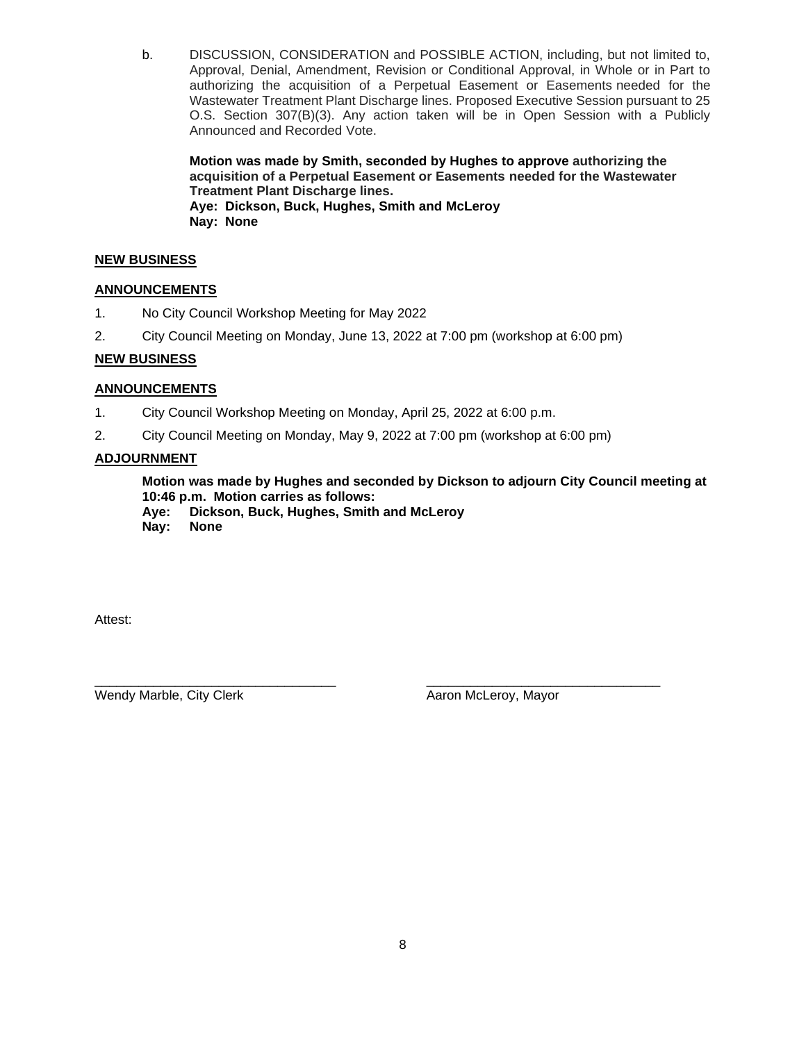b. DISCUSSION, CONSIDERATION and POSSIBLE ACTION, including, but not limited to, Approval, Denial, Amendment, Revision or Conditional Approval, in Whole or in Part to authorizing the acquisition of a Perpetual Easement or Easements needed for the Wastewater Treatment Plant Discharge lines. Proposed Executive Session pursuant to 25 O.S. Section 307(B)(3). Any action taken will be in Open Session with a Publicly Announced and Recorded Vote.

**Motion was made by Smith, seconded by Hughes to approve authorizing the acquisition of a Perpetual Easement or Easements needed for the Wastewater Treatment Plant Discharge lines.**
**Aye: Dickson, Buck, Hughes, Smith and McLeroy**
**Nay: None**

**NEW BUSINESS**

**ANNOUNCEMENTS**

1. No City Council Workshop Meeting for May 2022
2. City Council Meeting on Monday, June 13, 2022 at 7:00 pm (workshop at 6:00 pm)

**NEW BUSINESS**

**ANNOUNCEMENTS**

1. City Council Workshop Meeting on Monday, April 25, 2022 at 6:00 p.m.
2. City Council Meeting on Monday, May 9, 2022 at 7:00 pm (workshop at 6:00 pm)

**ADJOURNMENT**

**Motion was made by Hughes and seconded by Dickson to adjourn City Council meeting at 10:46 p.m. Motion carries as follows:**
**Aye: Dickson, Buck, Hughes, Smith and McLeroy**
**Nay: None**

Attest:

\_\_\_\_\_\_\_\_\_\_\_\_\_\_\_\_\_\_\_\_\_\_\_\_\_\_\_\_\_\_\_\_ \_\_\_\_\_\_\_\_\_\_\_\_\_\_\_\_\_\_\_\_\_\_\_\_\_\_\_\_\_\_\_\_

Wendy Marble, City Clerk Aaron McLeroy, Mayor